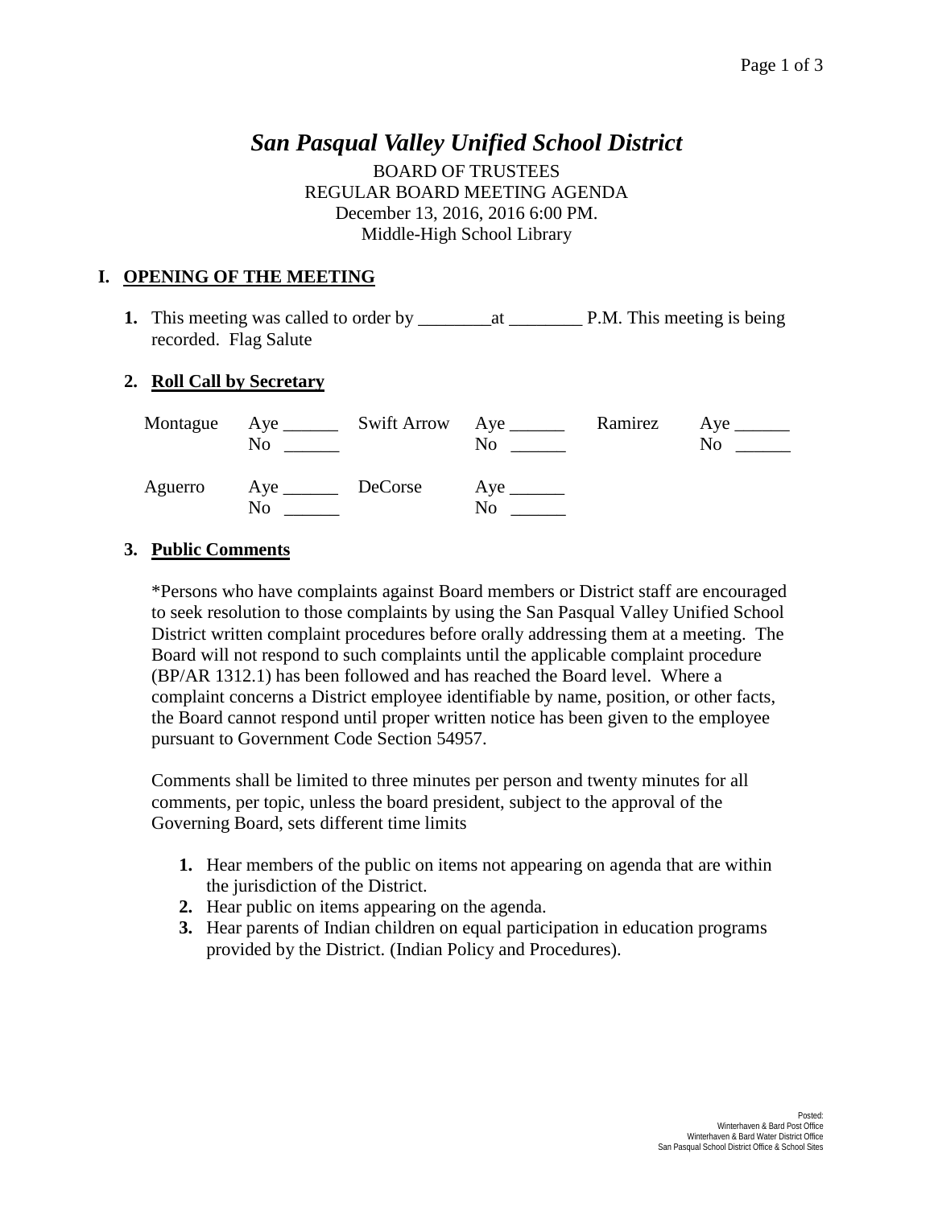# *San Pasqual Valley Unified School District*

BOARD OF TRUSTEES
REGULAR BOARD MEETING AGENDA
December 13, 2016, 2016 6:00 PM.
Middle-High School Library

## I. OPENING OF THE MEETING

**1.** This meeting was called to order by ________at ________ P.M. This meeting is being recorded. Flag Salute

**2. Roll Call by Secretary**

| | | | | | |
|---|---|---|---|---|---|
| Montague | Aye ______<br>No ______ | Swift Arrow | Aye ______<br>No ______ | Ramirez | Aye ______<br>No ______ |
| Aguerro | Aye ______<br>No ______ | DeCorse | Aye ______<br>No ______ | | |

**3. Public Comments**

*Persons who have complaints against Board members or District staff are encouraged to seek resolution to those complaints by using the San Pasqual Valley Unified School District written complaint procedures before orally addressing them at a meeting. The Board will not respond to such complaints until the applicable complaint procedure (BP/AR 1312.1) has been followed and has reached the Board level. Where a complaint concerns a District employee identifiable by name, position, or other facts, the Board cannot respond until proper written notice has been given to the employee pursuant to Government Code Section 54957.

Comments shall be limited to three minutes per person and twenty minutes for all comments, per topic, unless the board president, subject to the approval of the Governing Board, sets different time limits

1. Hear members of the public on items not appearing on agenda that are within the jurisdiction of the District.
2. Hear public on items appearing on the agenda.
3. Hear parents of Indian children on equal participation in education programs provided by the District. (Indian Policy and Procedures).

Posted:
Winterhaven & Bard Post Office
Winterhaven & Bard Water District Office
San Pasqual School District Office & School Sites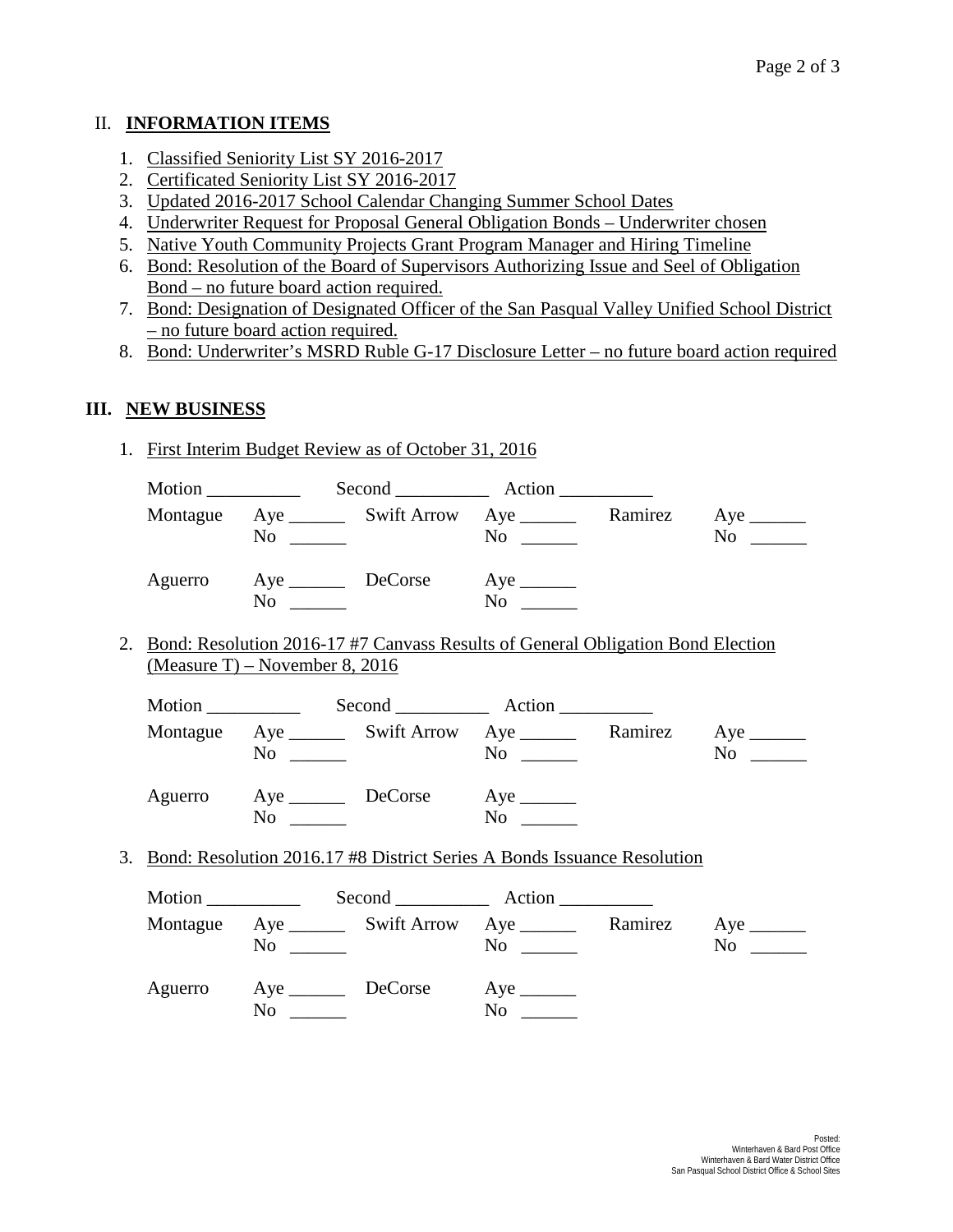## II. INFORMATION ITEMS

1. Classified Seniority List SY 2016-2017
2. Certificated Seniority List SY 2016-2017
3. Updated 2016-2017 School Calendar Changing Summer School Dates
4. Underwriter Request for Proposal General Obligation Bonds – Underwriter chosen
5. Native Youth Community Projects Grant Program Manager and Hiring Timeline
6. Bond: Resolution of the Board of Supervisors Authorizing Issue and Seel of Obligation Bond – no future board action required.
7. Bond: Designation of Designated Officer of the San Pasqual Valley Unified School District – no future board action required.
8. Bond: Underwriter's MSRD Ruble G-17 Disclosure Letter – no future board action required

## III. NEW BUSINESS

1. First Interim Budget Review as of October 31, 2016

   Motion __________ Second __________ Action __________

   Montague Aye ______ No ______ Swift Arrow Aye ______ No ______ Ramirez Aye ______ No ______

   Aguerro Aye ______ No ______ DeCorse Aye ______ No ______

2. Bond: Resolution 2016-17 #7 Canvass Results of General Obligation Bond Election (Measure T) – November 8, 2016

   Motion __________ Second __________ Action __________

   Montague Aye ______ No ______ Swift Arrow Aye ______ No ______ Ramirez Aye ______ No ______

   Aguerro Aye ______ No ______ DeCorse Aye ______ No ______

3. Bond: Resolution 2016.17 #8 District Series A Bonds Issuance Resolution

   Motion __________ Second __________ Action __________

   Montague Aye ______ No ______ Swift Arrow Aye ______ No ______ Ramirez Aye ______ No ______

   Aguerro Aye ______ No ______ DeCorse Aye ______ No ______

Posted:
Winterhaven & Bard Post Office
Winterhaven & Bard Water District Office
San Pasqual School District Office & School Sites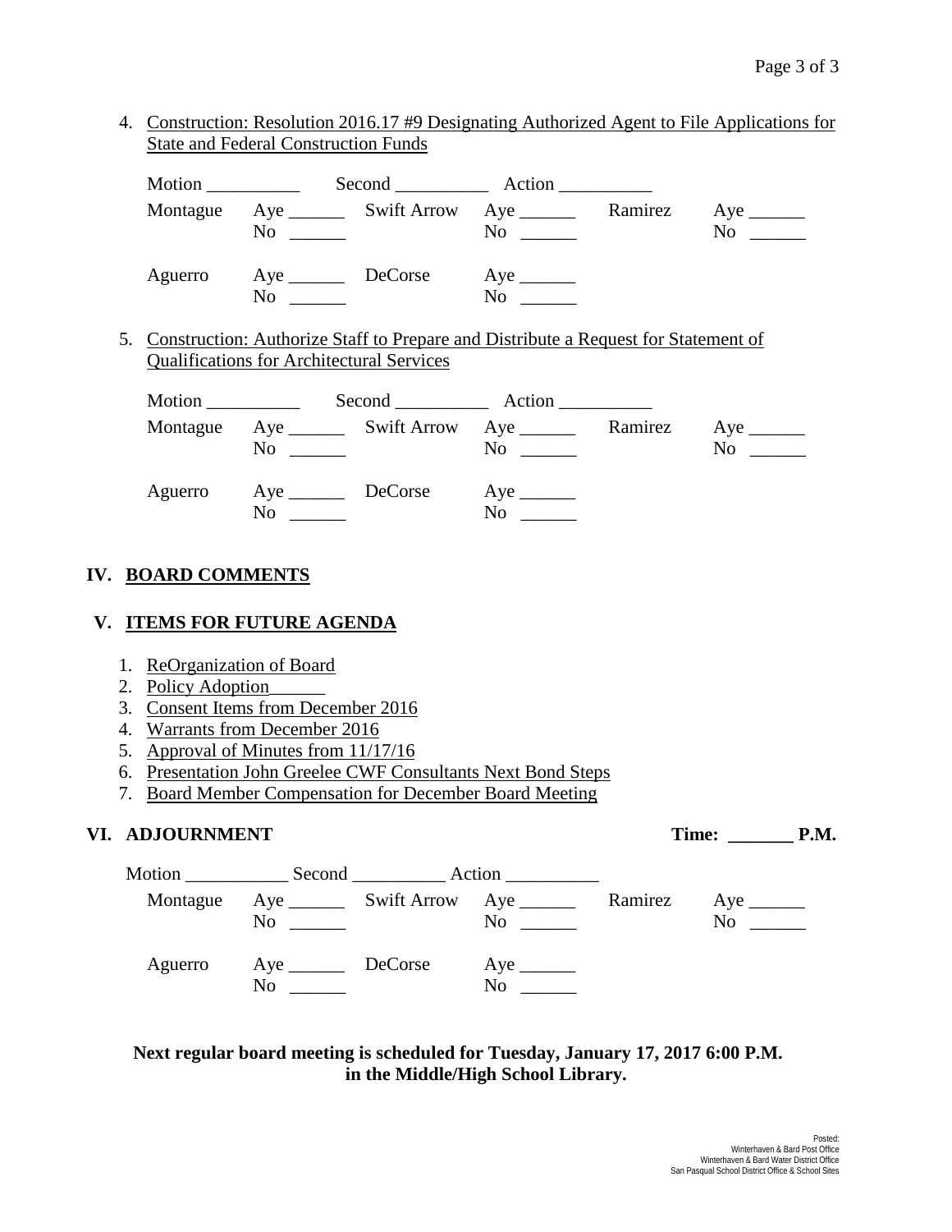4. Construction: Resolution 2016.17 #9 Designating Authorized Agent to File Applications for State and Federal Construction Funds

Motion __________ Second __________ Action __________

| | | | | | |
|---|---|---|---|---|---|
| Montague | Aye ______ No ______ | Swift Arrow | Aye ______ No ______ | Ramirez | Aye ______ No ______ |
| Aguerro | Aye ______ No ______ | DeCorse | Aye ______ No ______ | | |

5. Construction: Authorize Staff to Prepare and Distribute a Request for Statement of Qualifications for Architectural Services

Motion __________ Second __________ Action __________

| | | | | | |
|---|---|---|---|---|---|
| Montague | Aye ______ No ______ | Swift Arrow | Aye ______ No ______ | Ramirez | Aye ______ No ______ |
| Aguerro | Aye ______ No ______ | DeCorse | Aye ______ No ______ | | |

## IV. BOARD COMMENTS

## V. ITEMS FOR FUTURE AGENDA

1. ReOrganization of Board
2. Policy Adoption______
3. Consent Items from December 2016
4. Warrants from December 2016
5. Approval of Minutes from 11/17/16
6. Presentation John Greelee CWF Consultants Next Bond Steps
7. Board Member Compensation for December Board Meeting

## VI. ADJOURNMENT

**Time: _______ P.M.**

Motion ___________ Second __________ Action __________

| | | | | | |
|---|---|---|---|---|---|
| Montague | Aye ______ No ______ | Swift Arrow | Aye ______ No ______ | Ramirez | Aye ______ No ______ |
| Aguerro | Aye ______ No ______ | DeCorse | Aye ______ No ______ | | |

**Next regular board meeting is scheduled for Tuesday, January 17, 2017 6:00 P.M. in the Middle/High School Library.**

Posted:
Winterhaven & Bard Post Office
Winterhaven & Bard Water District Office
San Pasqual School District Office & School Sites